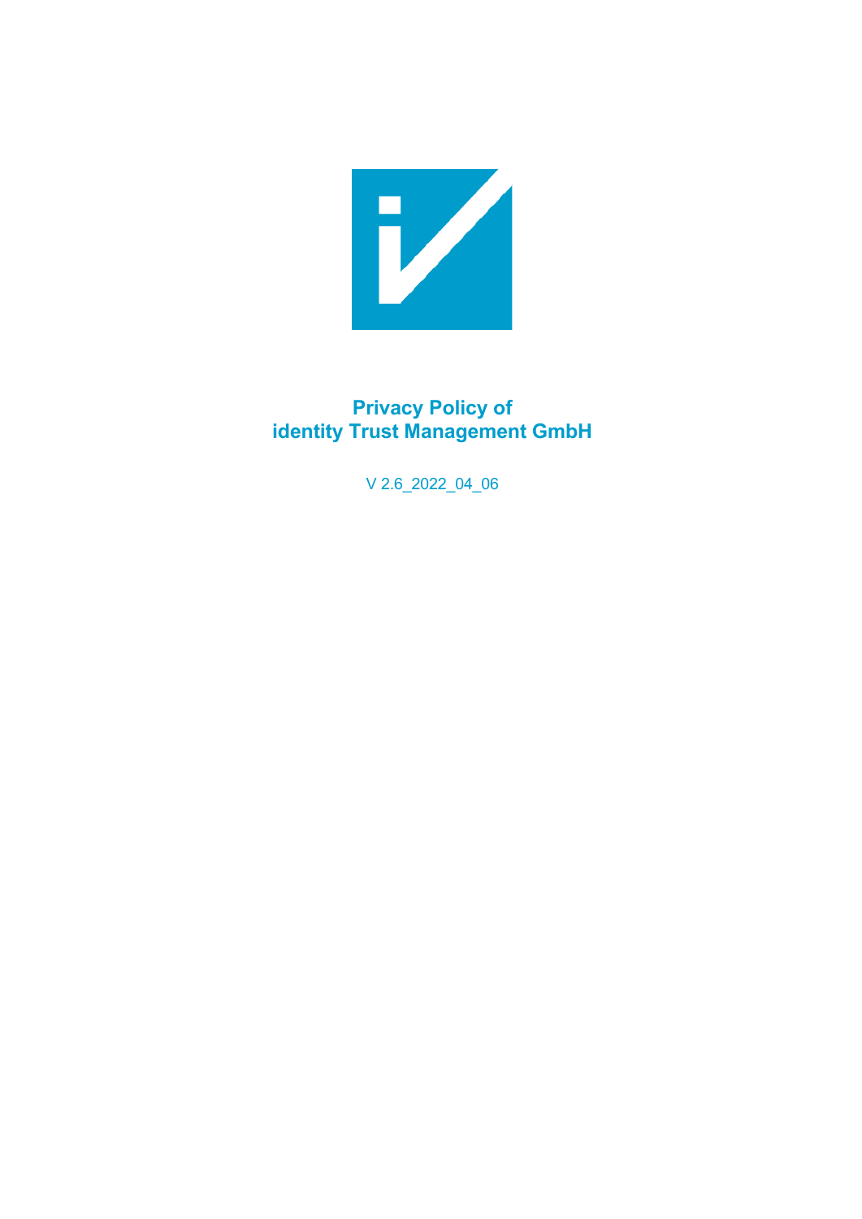# Privacy Policy of identity Trust Management GmbH

V 2.6_2022_04_06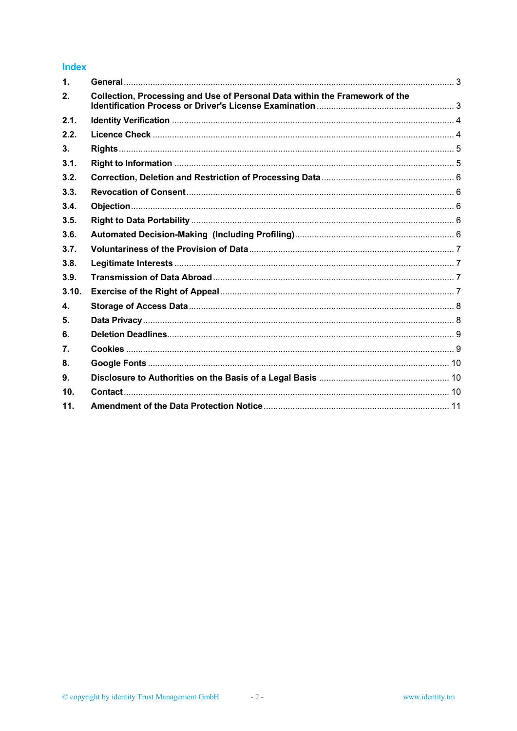## Index

| | | |
|---|---|---|
| 1. | General | 3 |
| 2. | Collection, Processing and Use of Personal Data within the Framework of the Identification Process or Driver's License Examination | 3 |
| 2.1. | Identity Verification | 4 |
| 2.2. | Licence Check | 4 |
| 3. | Rights | 5 |
| 3.1. | Right to Information | 5 |
| 3.2. | Correction, Deletion and Restriction of Processing Data | 6 |
| 3.3. | Revocation of Consent | 6 |
| 3.4. | Objection | 6 |
| 3.5. | Right to Data Portability | 6 |
| 3.6. | Automated Decision-Making (Including Profiling) | 6 |
| 3.7. | Voluntariness of the Provision of Data | 7 |
| 3.8. | Legitimate Interests | 7 |
| 3.9. | Transmission of Data Abroad | 7 |
| 3.10. | Exercise of the Right of Appeal | 7 |
| 4. | Storage of Access Data | 8 |
| 5. | Data Privacy | 8 |
| 6. | Deletion Deadlines | 9 |
| 7. | Cookies | 9 |
| 8. | Google Fonts | 10 |
| 9. | Disclosure to Authorities on the Basis of a Legal Basis | 10 |
| 10. | Contact | 10 |
| 11. | Amendment of the Data Protection Notice | 11 |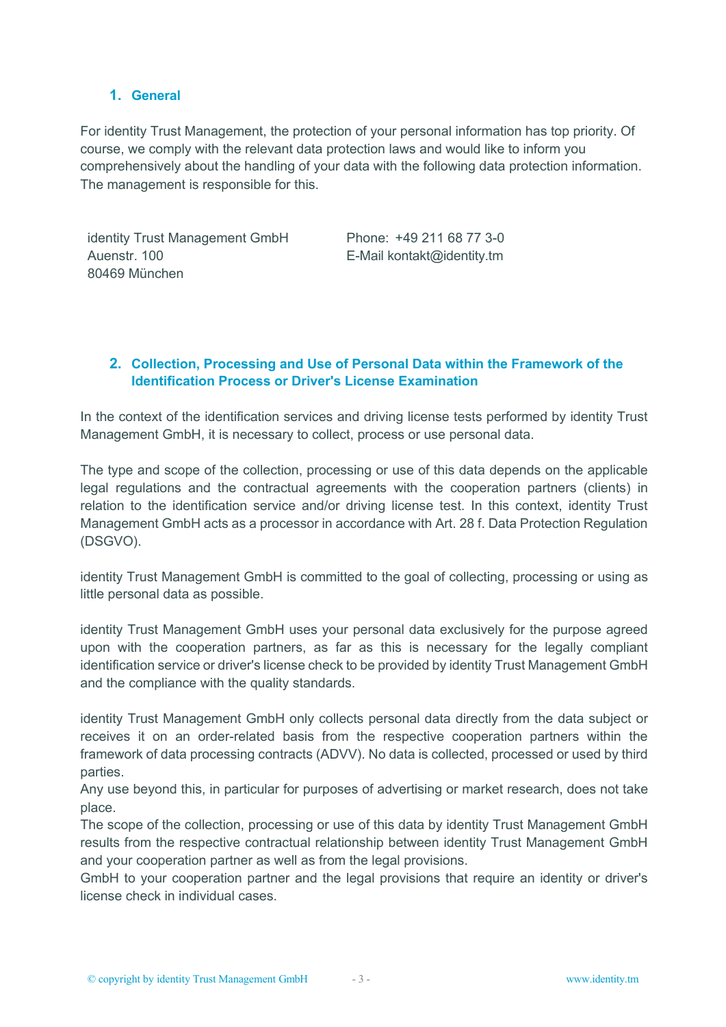## 1. General

For identity Trust Management, the protection of your personal information has top priority. Of course, we comply with the relevant data protection laws and would like to inform you comprehensively about the handling of your data with the following data protection information. The management is responsible for this.

identity Trust Management GmbH
Auenstr. 100
80469 München

Phone: +49 211 68 77 3-0
E-Mail kontakt@identity.tm

## 2. Collection, Processing and Use of Personal Data within the Framework of the Identification Process or Driver's License Examination

In the context of the identification services and driving license tests performed by identity Trust Management GmbH, it is necessary to collect, process or use personal data.

The type and scope of the collection, processing or use of this data depends on the applicable legal regulations and the contractual agreements with the cooperation partners (clients) in relation to the identification service and/or driving license test. In this context, identity Trust Management GmbH acts as a processor in accordance with Art. 28 f. Data Protection Regulation (DSGVO).

identity Trust Management GmbH is committed to the goal of collecting, processing or using as little personal data as possible.

identity Trust Management GmbH uses your personal data exclusively for the purpose agreed upon with the cooperation partners, as far as this is necessary for the legally compliant identification service or driver's license check to be provided by identity Trust Management GmbH and the compliance with the quality standards.

identity Trust Management GmbH only collects personal data directly from the data subject or receives it on an order-related basis from the respective cooperation partners within the framework of data processing contracts (ADVV). No data is collected, processed or used by third parties.
Any use beyond this, in particular for purposes of advertising or market research, does not take place.
The scope of the collection, processing or use of this data by identity Trust Management GmbH results from the respective contractual relationship between identity Trust Management GmbH and your cooperation partner as well as from the legal provisions.
GmbH to your cooperation partner and the legal provisions that require an identity or driver's license check in individual cases.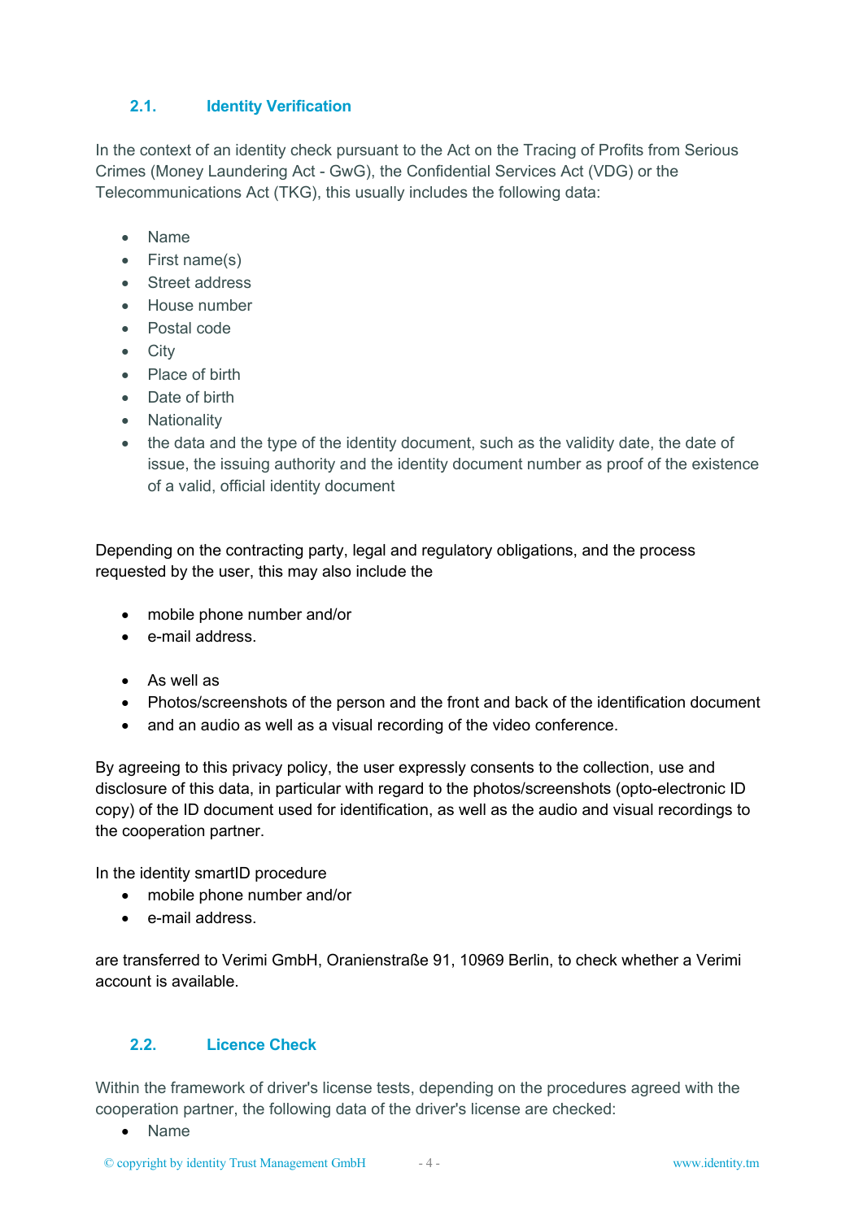### 2.1. Identity Verification

In the context of an identity check pursuant to the Act on the Tracing of Profits from Serious Crimes (Money Laundering Act - GwG), the Confidential Services Act (VDG) or the Telecommunications Act (TKG), this usually includes the following data:

- Name
- First name(s)
- Street address
- House number
- Postal code
- City
- Place of birth
- Date of birth
- Nationality
- the data and the type of the identity document, such as the validity date, the date of issue, the issuing authority and the identity document number as proof of the existence of a valid, official identity document

Depending on the contracting party, legal and regulatory obligations, and the process requested by the user, this may also include the

- mobile phone number and/or
- e-mail address.

- As well as
- Photos/screenshots of the person and the front and back of the identification document
- and an audio as well as a visual recording of the video conference.

By agreeing to this privacy policy, the user expressly consents to the collection, use and disclosure of this data, in particular with regard to the photos/screenshots (opto-electronic ID copy) of the ID document used for identification, as well as the audio and visual recordings to the cooperation partner.

In the identity smartID procedure

- mobile phone number and/or
- e-mail address.

are transferred to Verimi GmbH, Oranienstraße 91, 10969 Berlin, to check whether a Verimi account is available.

### 2.2. Licence Check

Within the framework of driver's license tests, depending on the procedures agreed with the cooperation partner, the following data of the driver's license are checked:

- Name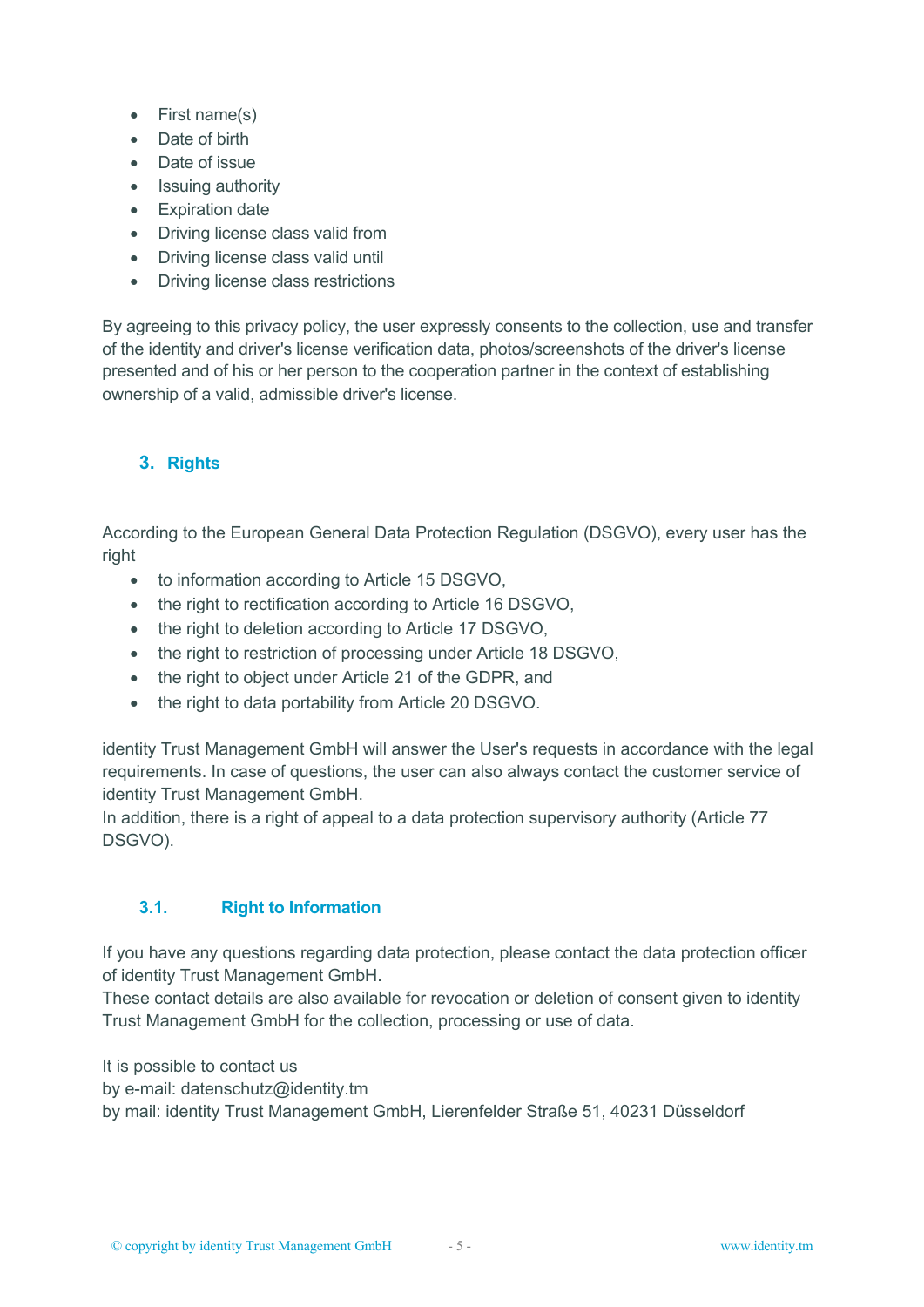- First name(s)
- Date of birth
- Date of issue
- Issuing authority
- Expiration date
- Driving license class valid from
- Driving license class valid until
- Driving license class restrictions

By agreeing to this privacy policy, the user expressly consents to the collection, use and transfer of the identity and driver's license verification data, photos/screenshots of the driver's license presented and of his or her person to the cooperation partner in the context of establishing ownership of a valid, admissible driver's license.

## 3. Rights

According to the European General Data Protection Regulation (DSGVO), every user has the right

- to information according to Article 15 DSGVO,
- the right to rectification according to Article 16 DSGVO,
- the right to deletion according to Article 17 DSGVO,
- the right to restriction of processing under Article 18 DSGVO,
- the right to object under Article 21 of the GDPR, and
- the right to data portability from Article 20 DSGVO.

identity Trust Management GmbH will answer the User's requests in accordance with the legal requirements. In case of questions, the user can also always contact the customer service of identity Trust Management GmbH.
In addition, there is a right of appeal to a data protection supervisory authority (Article 77 DSGVO).

### 3.1. Right to Information

If you have any questions regarding data protection, please contact the data protection officer of identity Trust Management GmbH.
These contact details are also available for revocation or deletion of consent given to identity Trust Management GmbH for the collection, processing or use of data.

It is possible to contact us
by e-mail: datenschutz@identity.tm
by mail: identity Trust Management GmbH, Lierenfelder Straße 51, 40231 Düsseldorf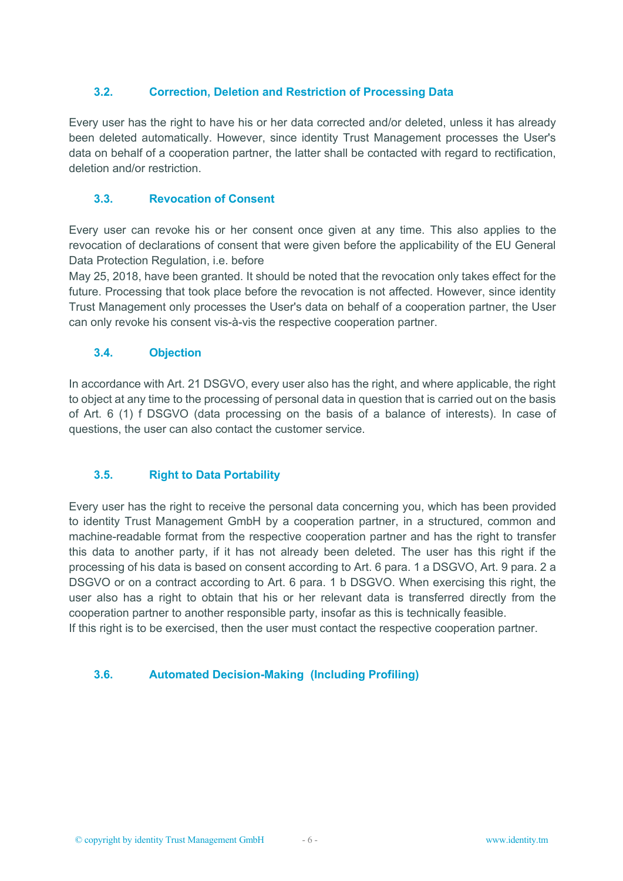### 3.2. Correction, Deletion and Restriction of Processing Data

Every user has the right to have his or her data corrected and/or deleted, unless it has already been deleted automatically. However, since identity Trust Management processes the User's data on behalf of a cooperation partner, the latter shall be contacted with regard to rectification, deletion and/or restriction.

### 3.3. Revocation of Consent

Every user can revoke his or her consent once given at any time. This also applies to the revocation of declarations of consent that were given before the applicability of the EU General Data Protection Regulation, i.e. before
May 25, 2018, have been granted. It should be noted that the revocation only takes effect for the future. Processing that took place before the revocation is not affected. However, since identity Trust Management only processes the User's data on behalf of a cooperation partner, the User can only revoke his consent vis-à-vis the respective cooperation partner.

### 3.4. Objection

In accordance with Art. 21 DSGVO, every user also has the right, and where applicable, the right to object at any time to the processing of personal data in question that is carried out on the basis of Art. 6 (1) f DSGVO (data processing on the basis of a balance of interests). In case of questions, the user can also contact the customer service.

### 3.5. Right to Data Portability

Every user has the right to receive the personal data concerning you, which has been provided to identity Trust Management GmbH by a cooperation partner, in a structured, common and machine-readable format from the respective cooperation partner and has the right to transfer this data to another party, if it has not already been deleted. The user has this right if the processing of his data is based on consent according to Art. 6 para. 1 a DSGVO, Art. 9 para. 2 a DSGVO or on a contract according to Art. 6 para. 1 b DSGVO. When exercising this right, the user also has a right to obtain that his or her relevant data is transferred directly from the cooperation partner to another responsible party, insofar as this is technically feasible.
If this right is to be exercised, then the user must contact the respective cooperation partner.

### 3.6. Automated Decision-Making (Including Profiling)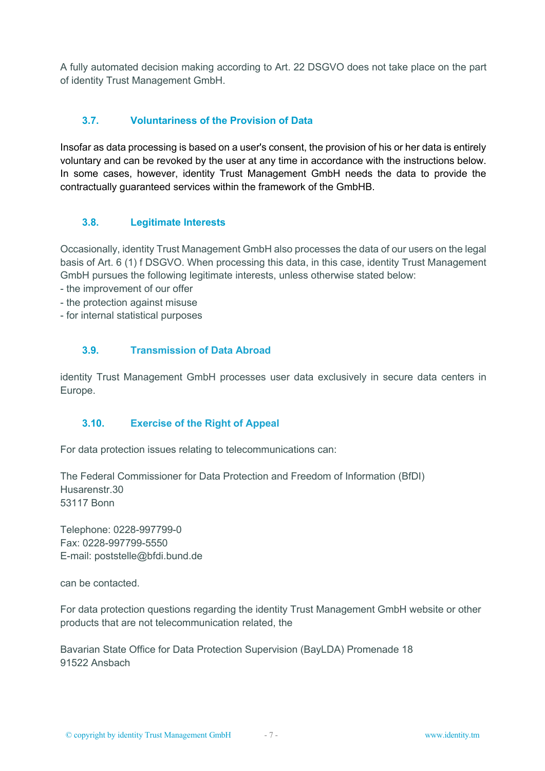A fully automated decision making according to Art. 22 DSGVO does not take place on the part of identity Trust Management GmbH.

### 3.7. Voluntariness of the Provision of Data

Insofar as data processing is based on a user's consent, the provision of his or her data is entirely voluntary and can be revoked by the user at any time in accordance with the instructions below. In some cases, however, identity Trust Management GmbH needs the data to provide the contractually guaranteed services within the framework of the GmbHB.

### 3.8. Legitimate Interests

Occasionally, identity Trust Management GmbH also processes the data of our users on the legal basis of Art. 6 (1) f DSGVO. When processing this data, in this case, identity Trust Management GmbH pursues the following legitimate interests, unless otherwise stated below:
- the improvement of our offer
- the protection against misuse
- for internal statistical purposes

### 3.9. Transmission of Data Abroad

identity Trust Management GmbH processes user data exclusively in secure data centers in Europe.

### 3.10. Exercise of the Right of Appeal

For data protection issues relating to telecommunications can:

The Federal Commissioner for Data Protection and Freedom of Information (BfDI)
Husarenstr.30
53117 Bonn

Telephone: 0228-997799-0
Fax: 0228-997799-5550
E-mail: poststelle@bfdi.bund.de

can be contacted.

For data protection questions regarding the identity Trust Management GmbH website or other products that are not telecommunication related, the

Bavarian State Office for Data Protection Supervision (BayLDA) Promenade 18
91522 Ansbach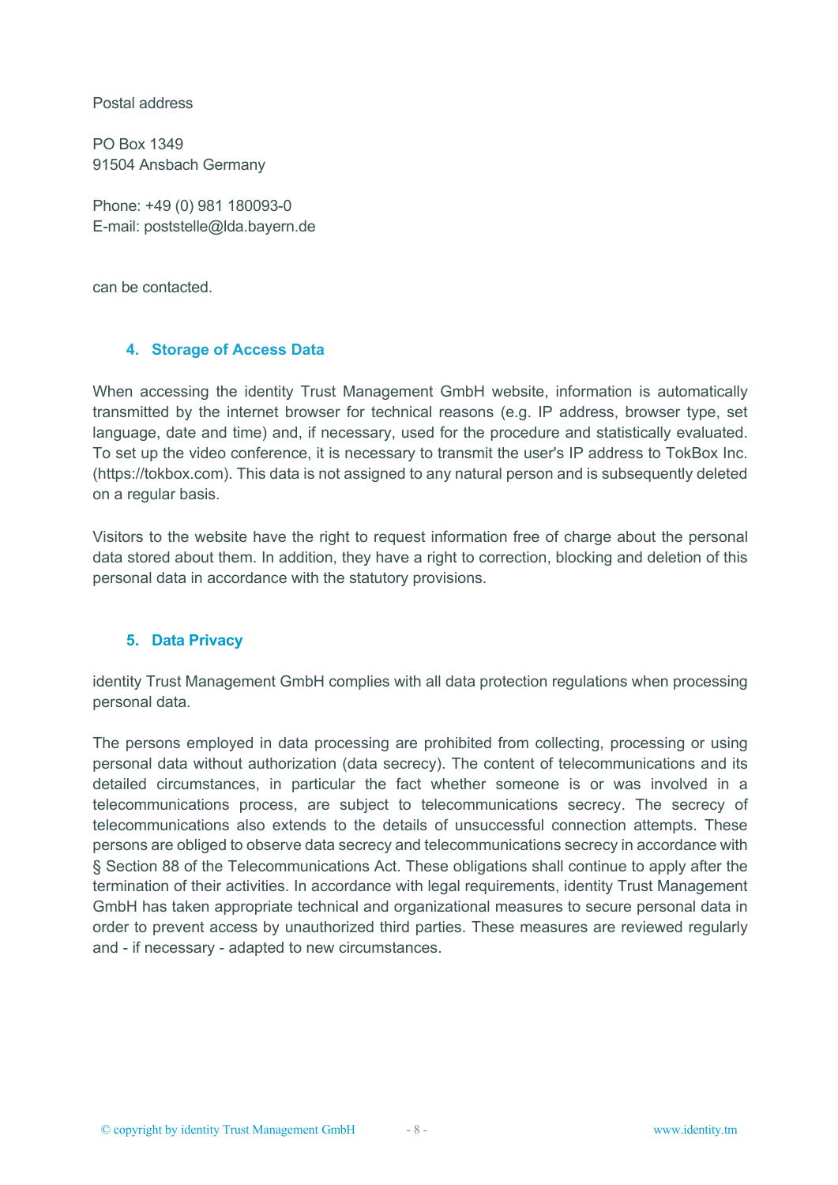Postal address

PO Box 1349
91504 Ansbach Germany

Phone: +49 (0) 981 180093-0
E-mail: poststelle@lda.bayern.de

can be contacted.

## 4. Storage of Access Data

When accessing the identity Trust Management GmbH website, information is automatically transmitted by the internet browser for technical reasons (e.g. IP address, browser type, set language, date and time) and, if necessary, used for the procedure and statistically evaluated. To set up the video conference, it is necessary to transmit the user's IP address to TokBox Inc. (https://tokbox.com). This data is not assigned to any natural person and is subsequently deleted on a regular basis.

Visitors to the website have the right to request information free of charge about the personal data stored about them. In addition, they have a right to correction, blocking and deletion of this personal data in accordance with the statutory provisions.

## 5. Data Privacy

identity Trust Management GmbH complies with all data protection regulations when processing personal data.

The persons employed in data processing are prohibited from collecting, processing or using personal data without authorization (data secrecy). The content of telecommunications and its detailed circumstances, in particular the fact whether someone is or was involved in a telecommunications process, are subject to telecommunications secrecy. The secrecy of telecommunications also extends to the details of unsuccessful connection attempts. These persons are obliged to observe data secrecy and telecommunications secrecy in accordance with § Section 88 of the Telecommunications Act. These obligations shall continue to apply after the termination of their activities. In accordance with legal requirements, identity Trust Management GmbH has taken appropriate technical and organizational measures to secure personal data in order to prevent access by unauthorized third parties. These measures are reviewed regularly and - if necessary - adapted to new circumstances.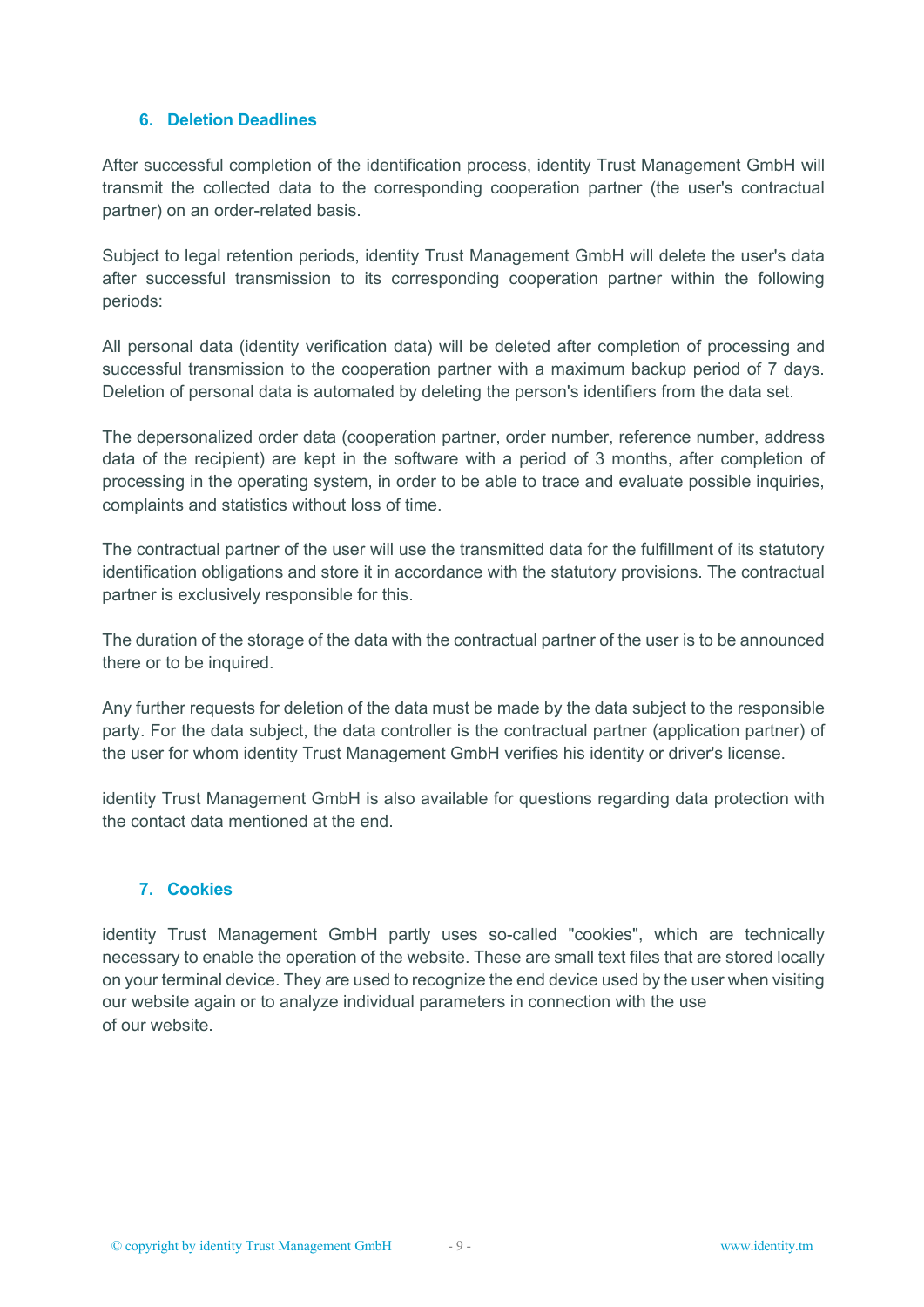## 6. Deletion Deadlines

After successful completion of the identification process, identity Trust Management GmbH will transmit the collected data to the corresponding cooperation partner (the user's contractual partner) on an order-related basis.

Subject to legal retention periods, identity Trust Management GmbH will delete the user's data after successful transmission to its corresponding cooperation partner within the following periods:

All personal data (identity verification data) will be deleted after completion of processing and successful transmission to the cooperation partner with a maximum backup period of 7 days. Deletion of personal data is automated by deleting the person's identifiers from the data set.

The depersonalized order data (cooperation partner, order number, reference number, address data of the recipient) are kept in the software with a period of 3 months, after completion of processing in the operating system, in order to be able to trace and evaluate possible inquiries, complaints and statistics without loss of time.

The contractual partner of the user will use the transmitted data for the fulfillment of its statutory identification obligations and store it in accordance with the statutory provisions. The contractual partner is exclusively responsible for this.

The duration of the storage of the data with the contractual partner of the user is to be announced there or to be inquired.

Any further requests for deletion of the data must be made by the data subject to the responsible party. For the data subject, the data controller is the contractual partner (application partner) of the user for whom identity Trust Management GmbH verifies his identity or driver's license.

identity Trust Management GmbH is also available for questions regarding data protection with the contact data mentioned at the end.

## 7. Cookies

identity Trust Management GmbH partly uses so-called "cookies", which are technically necessary to enable the operation of the website. These are small text files that are stored locally on your terminal device. They are used to recognize the end device used by the user when visiting our website again or to analyze individual parameters in connection with the use of our website.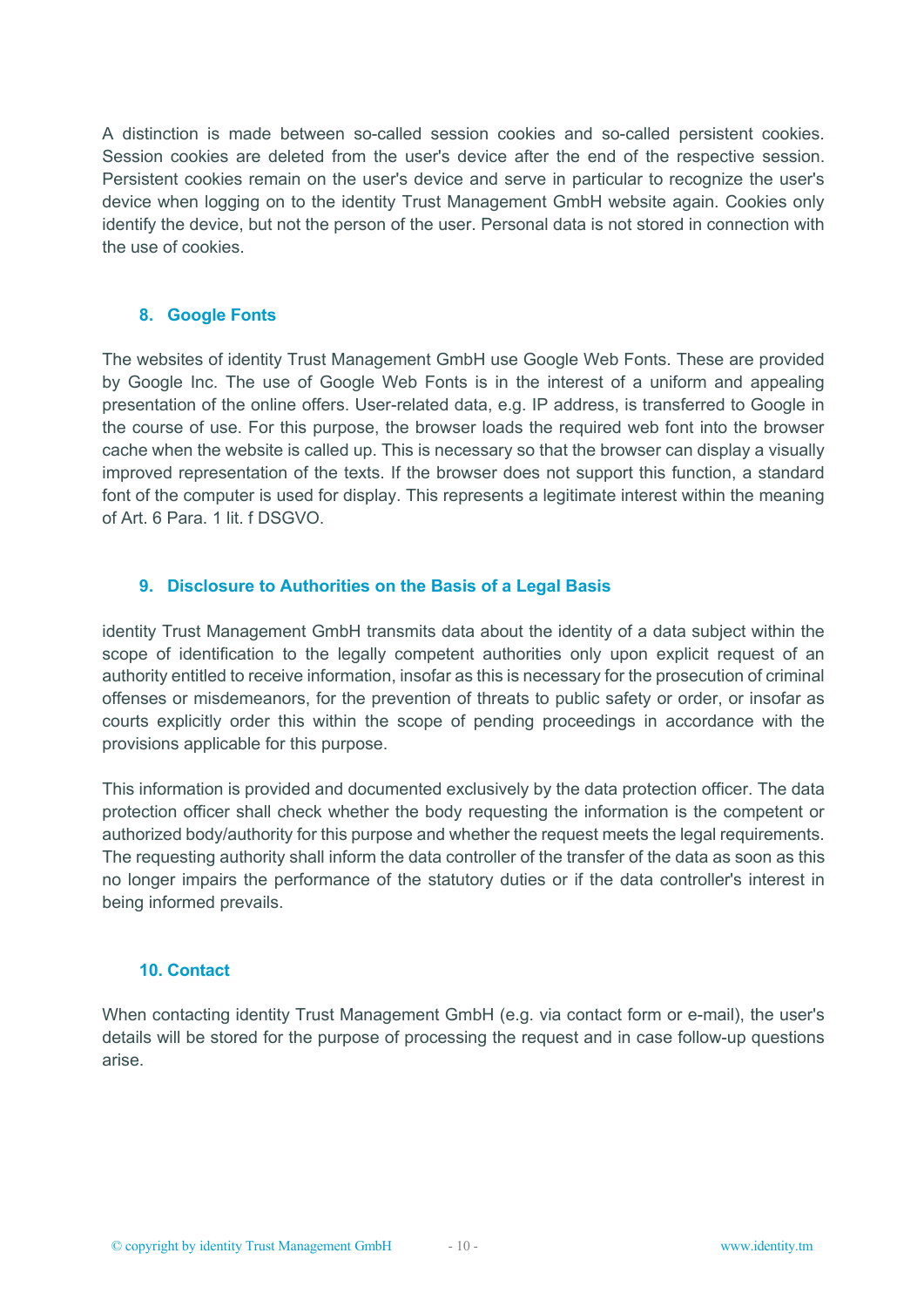A distinction is made between so-called session cookies and so-called persistent cookies. Session cookies are deleted from the user's device after the end of the respective session. Persistent cookies remain on the user's device and serve in particular to recognize the user's device when logging on to the identity Trust Management GmbH website again. Cookies only identify the device, but not the person of the user. Personal data is not stored in connection with the use of cookies.

## 8. Google Fonts

The websites of identity Trust Management GmbH use Google Web Fonts. These are provided by Google Inc. The use of Google Web Fonts is in the interest of a uniform and appealing presentation of the online offers. User-related data, e.g. IP address, is transferred to Google in the course of use. For this purpose, the browser loads the required web font into the browser cache when the website is called up. This is necessary so that the browser can display a visually improved representation of the texts. If the browser does not support this function, a standard font of the computer is used for display. This represents a legitimate interest within the meaning of Art. 6 Para. 1 lit. f DSGVO.

## 9. Disclosure to Authorities on the Basis of a Legal Basis

identity Trust Management GmbH transmits data about the identity of a data subject within the scope of identification to the legally competent authorities only upon explicit request of an authority entitled to receive information, insofar as this is necessary for the prosecution of criminal offenses or misdemeanors, for the prevention of threats to public safety or order, or insofar as courts explicitly order this within the scope of pending proceedings in accordance with the provisions applicable for this purpose.

This information is provided and documented exclusively by the data protection officer. The data protection officer shall check whether the body requesting the information is the competent or authorized body/authority for this purpose and whether the request meets the legal requirements. The requesting authority shall inform the data controller of the transfer of the data as soon as this no longer impairs the performance of the statutory duties or if the data controller's interest in being informed prevails.

## 10. Contact

When contacting identity Trust Management GmbH (e.g. via contact form or e-mail), the user's details will be stored for the purpose of processing the request and in case follow-up questions arise.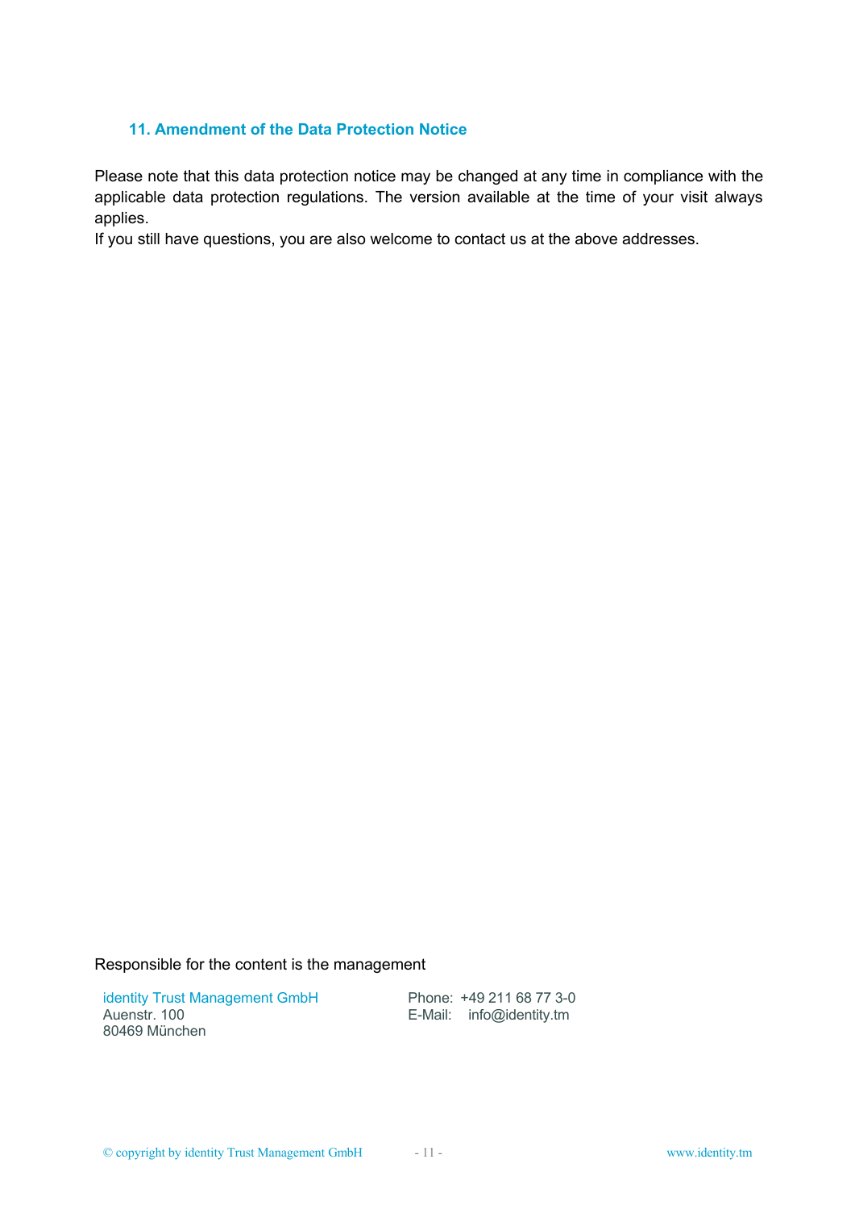## 11. Amendment of the Data Protection Notice

Please note that this data protection notice may be changed at any time in compliance with the applicable data protection regulations. The version available at the time of your visit always applies.
If you still have questions, you are also welcome to contact us at the above addresses.

Responsible for the content is the management

identity Trust Management GmbH
Auenstr. 100
80469 München

Phone: +49 211 68 77 3-0
E-Mail: info@identity.tm